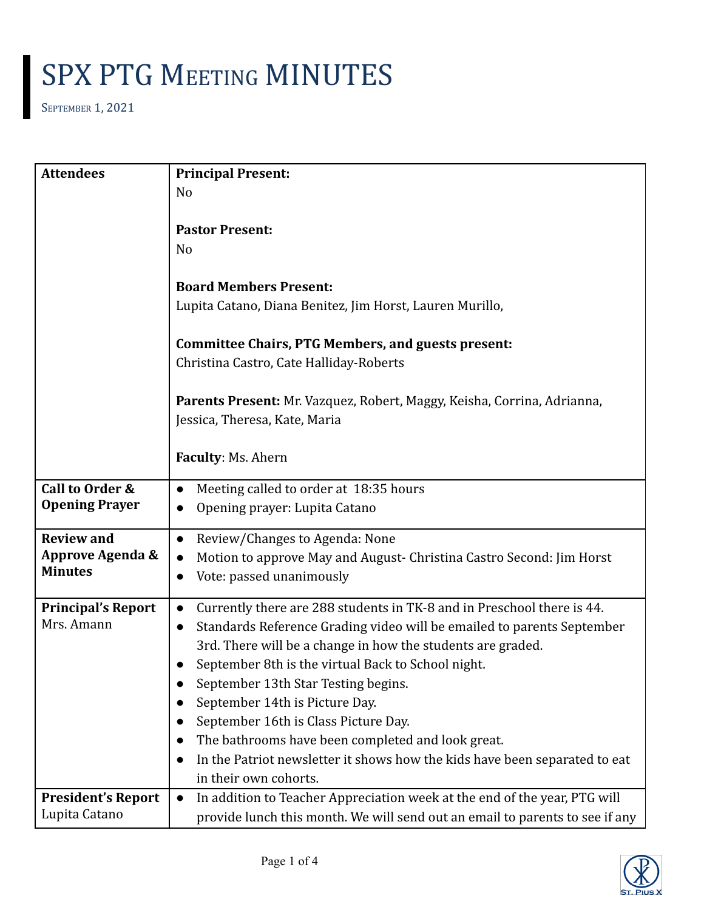# SPX PTG Meeting MINUTES

September 1, 2021

| | |
|---|---|
| **Attendees** | **Principal Present:**<br>No<br><br>**Pastor Present:**<br>No<br><br>**Board Members Present:**<br>Lupita Catano, Diana Benitez, Jim Horst, Lauren Murillo,<br><br>**Committee Chairs, PTG Members, and guests present:**<br>Christina Castro, Cate Halliday-Roberts<br><br>**Parents Present:** Mr. Vazquez, Robert, Maggy, Keisha, Corrina, Adrianna, Jessica, Theresa, Kate, Maria<br><br>**Faculty**: Ms. Ahern |
| **Call to Order & Opening Prayer** | ● Meeting called to order at 18:35 hours<br>● Opening prayer: Lupita Catano |
| **Review and Approve Agenda & Minutes** | ● Review/Changes to Agenda: None<br>● Motion to approve May and August- Christina Castro Second: Jim Horst<br>● Vote: passed unanimously |
| **Principal's Report**<br>Mrs. Amann | ● Currently there are 288 students in TK-8 and in Preschool there is 44.<br>● Standards Reference Grading video will be emailed to parents September 3rd. There will be a change in how the students are graded.<br>● September 8th is the virtual Back to School night.<br>● September 13th Star Testing begins.<br>● September 14th is Picture Day.<br>● September 16th is Class Picture Day.<br>● The bathrooms have been completed and look great.<br>● In the Patriot newsletter it shows how the kids have been separated to eat in their own cohorts. |
| **President's Report**<br>Lupita Catano | ● In addition to Teacher Appreciation week at the end of the year, PTG will provide lunch this month. We will send out an email to parents to see if any |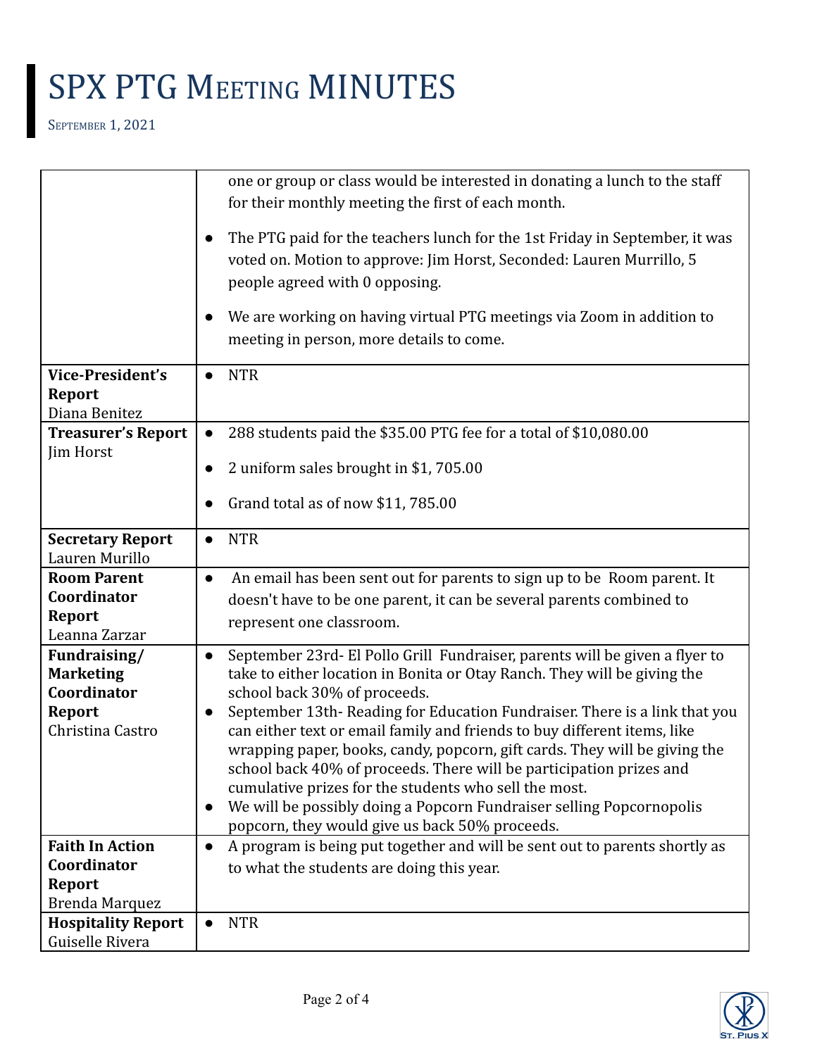# SPX PTG Meeting MINUTES

September 1, 2021

| | |
|---|---|
| | one or group or class would be interested in donating a lunch to the staff for their monthly meeting the first of each month.<br>● The PTG paid for the teachers lunch for the 1st Friday in September, it was voted on. Motion to approve: Jim Horst, Seconded: Lauren Murrillo, 5 people agreed with 0 opposing.<br>● We are working on having virtual PTG meetings via Zoom in addition to meeting in person, more details to come. |
| **Vice-President's Report** Diana Benitez | ● NTR |
| **Treasurer's Report** Jim Horst | ● 288 students paid the $35.00 PTG fee for a total of $10,080.00<br>● 2 uniform sales brought in $1, 705.00<br>● Grand total as of now $11, 785.00 |
| **Secretary Report** Lauren Murillo | ● NTR |
| **Room Parent Coordinator Report** Leanna Zarzar | ● An email has been sent out for parents to sign up to be Room parent. It doesn't have to be one parent, it can be several parents combined to represent one classroom. |
| **Fundraising/ Marketing Coordinator Report** Christina Castro | ● September 23rd- El Pollo Grill Fundraiser, parents will be given a flyer to take to either location in Bonita or Otay Ranch. They will be giving the school back 30% of proceeds.<br>● September 13th- Reading for Education Fundraiser. There is a link that you can either text or email family and friends to buy different items, like wrapping paper, books, candy, popcorn, gift cards. They will be giving the school back 40% of proceeds. There will be participation prizes and cumulative prizes for the students who sell the most.<br>● We will be possibly doing a Popcorn Fundraiser selling Popcornopolis popcorn, they would give us back 50% proceeds. |
| **Faith In Action Coordinator Report** Brenda Marquez | ● A program is being put together and will be sent out to parents shortly as to what the students are doing this year. |
| **Hospitality Report** Guiselle Rivera | ● NTR |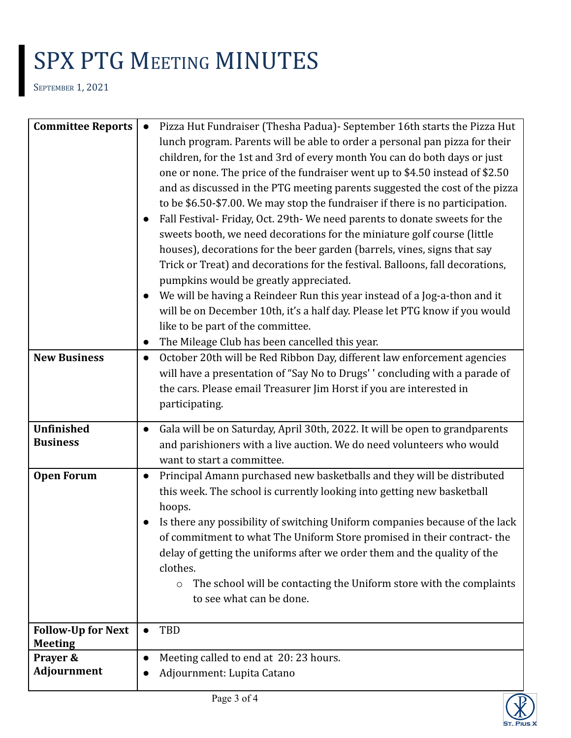# SPX PTG Meeting MINUTES

September 1, 2021

| | |
|---|---|
| **Committee Reports** | • Pizza Hut Fundraiser (Thesha Padua)- September 16th starts the Pizza Hut lunch program. Parents will be able to order a personal pan pizza for their children, for the 1st and 3rd of every month You can do both days or just one or none. The price of the fundraiser went up to $4.50 instead of $2.50 and as discussed in the PTG meeting parents suggested the cost of the pizza to be $6.50-$7.00. We may stop the fundraiser if there is no participation.<br>• Fall Festival- Friday, Oct. 29th- We need parents to donate sweets for the sweets booth, we need decorations for the miniature golf course (little houses), decorations for the beer garden (barrels, vines, signs that say Trick or Treat) and decorations for the festival. Balloons, fall decorations, pumpkins would be greatly appreciated.<br>• We will be having a Reindeer Run this year instead of a Jog-a-thon and it will be on December 10th, it's a half day. Please let PTG know if you would like to be part of the committee.<br>• The Mileage Club has been cancelled this year. |
| **New Business** | • October 20th will be Red Ribbon Day, different law enforcement agencies will have a presentation of "Say No to Drugs' ' concluding with a parade of the cars. Please email Treasurer Jim Horst if you are interested in participating. |
| **Unfinished Business** | • Gala will be on Saturday, April 30th, 2022. It will be open to grandparents and parishioners with a live auction. We do need volunteers who would want to start a committee. |
| **Open Forum** | • Principal Amann purchased new basketballs and they will be distributed this week. The school is currently looking into getting new basketball hoops.<br>• Is there any possibility of switching Uniform companies because of the lack of commitment to what The Uniform Store promised in their contract- the delay of getting the uniforms after we order them and the quality of the clothes.<br>&nbsp;&nbsp;&nbsp;&nbsp;○ The school will be contacting the Uniform store with the complaints to see what can be done. |
| **Follow-Up for Next Meeting** | • TBD |
| **Prayer & Adjournment** | • Meeting called to end at 20: 23 hours.<br>• Adjournment: Lupita Catano |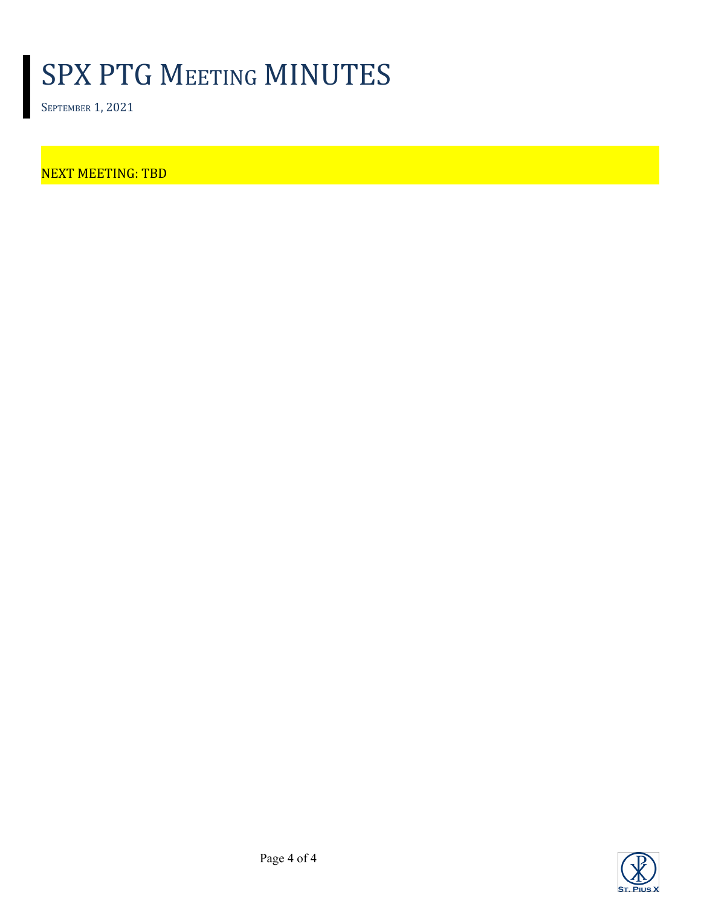# SPX PTG Meeting MINUTES

September 1, 2021

NEXT MEETING: TBD